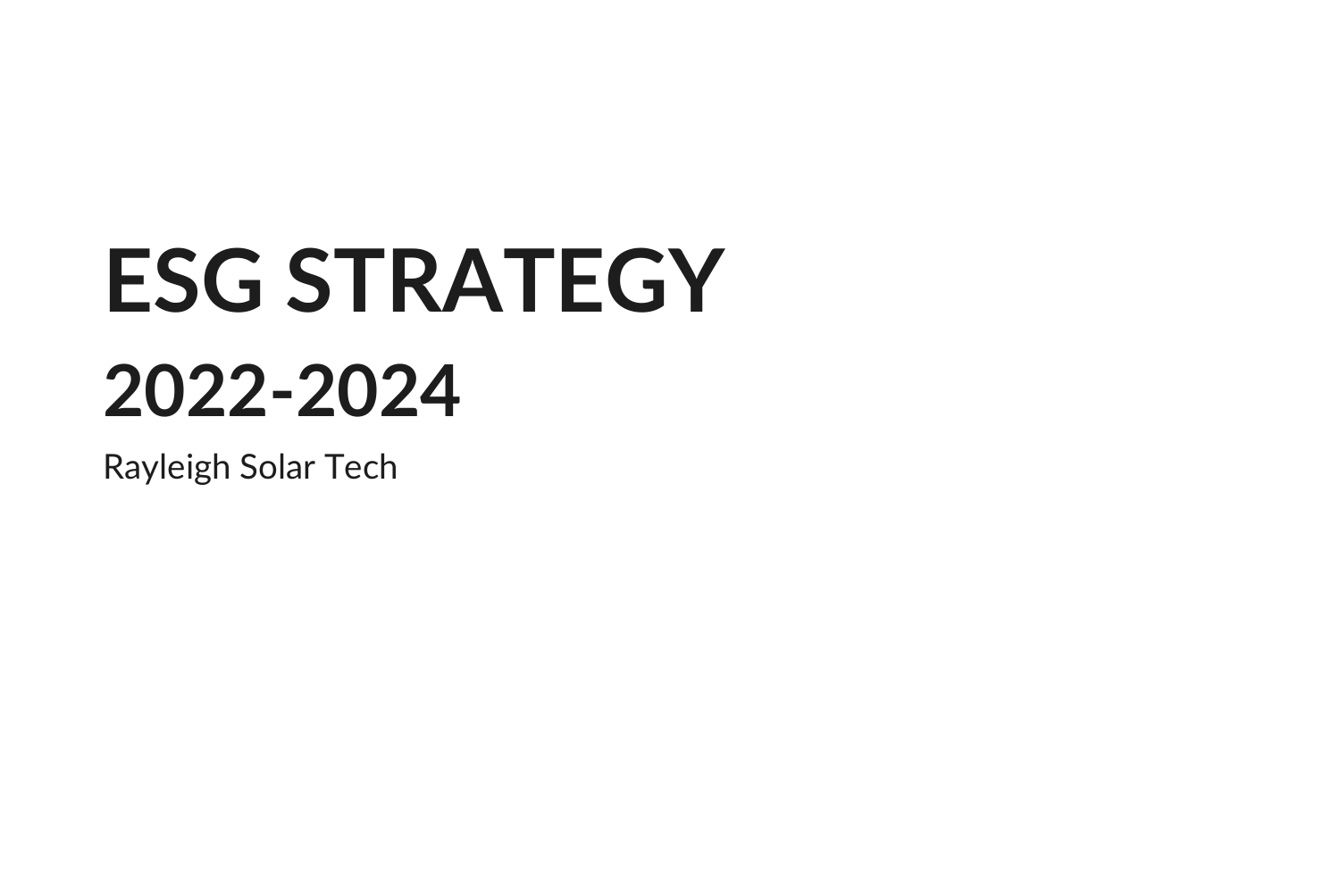# ESG STRATEGY

## 2022-2024

Rayleigh Solar Tech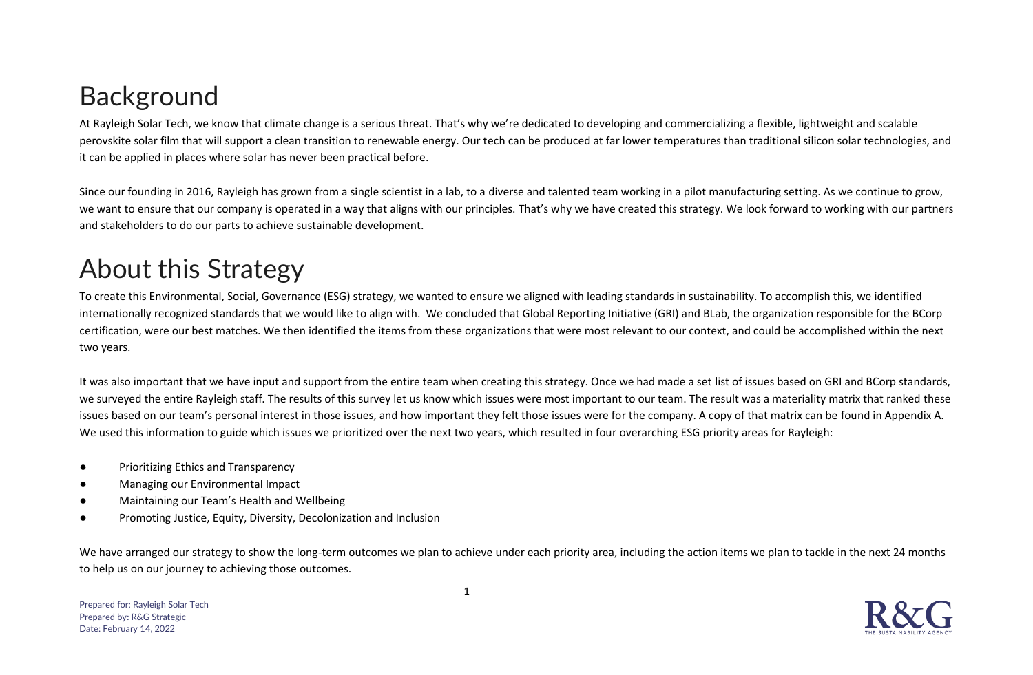# Background

At Rayleigh Solar Tech, we know that climate change is a serious threat. That's why we're dedicated to developing and commercializing a flexible, lightweight and scalable perovskite solar film that will support a clean transition to renewable energy. Our tech can be produced at far lower temperatures than traditional silicon solar technologies, and it can be applied in places where solar has never been practical before.

Since our founding in 2016, Rayleigh has grown from a single scientist in a lab, to a diverse and talented team working in a pilot manufacturing setting. As we continue to grow, we want to ensure that our company is operated in a way that aligns with our principles. That's why we have created this strategy. We look forward to working with our partners and stakeholders to do our parts to achieve sustainable development.

# About this Strategy

To create this Environmental, Social, Governance (ESG) strategy, we wanted to ensure we aligned with leading standards in sustainability. To accomplish this, we identified internationally recognized standards that we would like to align with. We concluded that Global Reporting Initiative (GRI) and BLab, the organization responsible for the BCorp certification, were our best matches. We then identified the items from these organizations that were most relevant to our context, and could be accomplished within the next two years.

It was also important that we have input and support from the entire team when creating this strategy. Once we had made a set list of issues based on GRI and BCorp standards, we surveyed the entire Rayleigh staff. The results of this survey let us know which issues were most important to our team. The result was a materiality matrix that ranked these issues based on our team's personal interest in those issues, and how important they felt those issues were for the company. A copy of that matrix can be found in Appendix A. We used this information to guide which issues we prioritized over the next two years, which resulted in four overarching ESG priority areas for Rayleigh:

- Prioritizing Ethics and Transparency
- Managing our Environmental Impact
- Maintaining our Team's Health and Wellbeing
- Promoting Justice, Equity, Diversity, Decolonization and Inclusion

We have arranged our strategy to show the long-term outcomes we plan to achieve under each priority area, including the action items we plan to tackle in the next 24 months to help us on our journey to achieving those outcomes.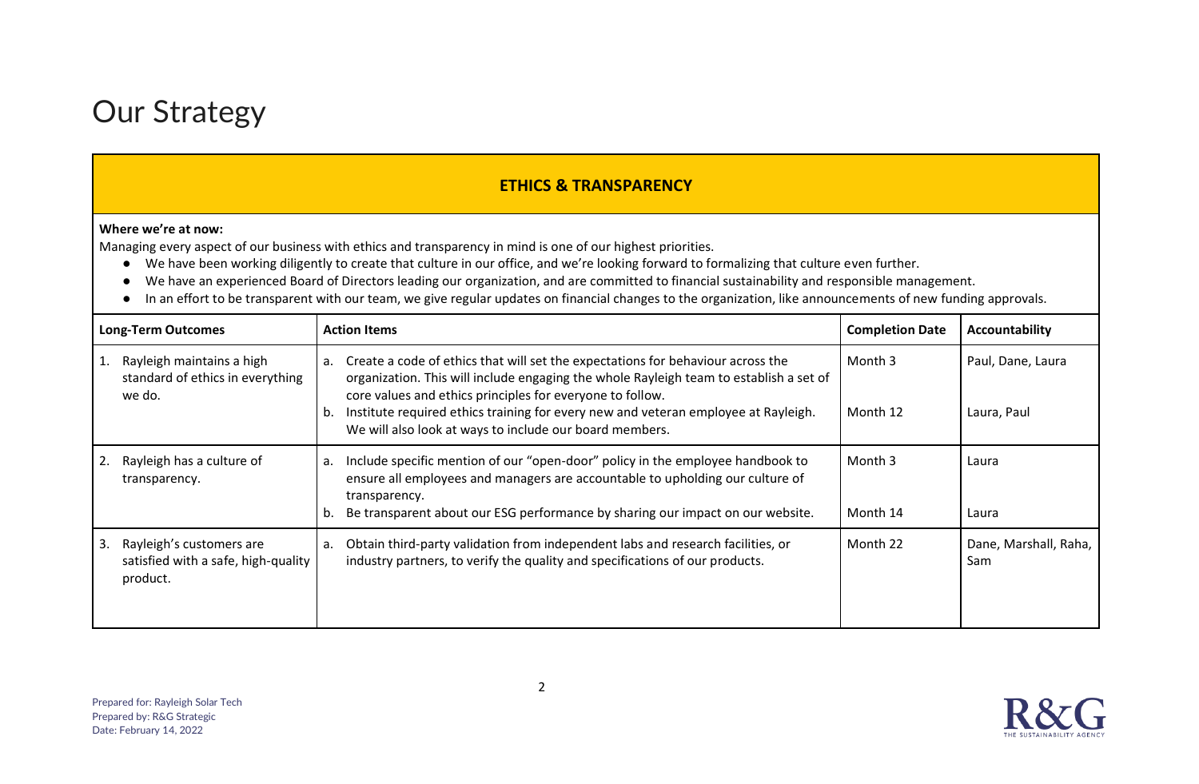# Our Strategy

## ETHICS & TRANSPARENCY

**Where we're at now:**

Managing every aspect of our business with ethics and transparency in mind is one of our highest priorities.

- We have been working diligently to create that culture in our office, and we're looking forward to formalizing that culture even further.
- We have an experienced Board of Directors leading our organization, and are committed to financial sustainability and responsible management.
- In an effort to be transparent with our team, we give regular updates on financial changes to the organization, like announcements of new funding approvals.

| Long-Term Outcomes | Action Items | Completion Date | Accountability |
|---|---|---|---|
| 1. Rayleigh maintains a high standard of ethics in everything we do. | a. Create a code of ethics that will set the expectations for behaviour across the organization. This will include engaging the whole Rayleigh team to establish a set of core values and ethics principles for everyone to follow. | Month 3 | Paul, Dane, Laura |
| | b. Institute required ethics training for every new and veteran employee at Rayleigh. We will also look at ways to include our board members. | Month 12 | Laura, Paul |
| 2. Rayleigh has a culture of transparency. | a. Include specific mention of our "open-door" policy in the employee handbook to ensure all employees and managers are accountable to upholding our culture of transparency. | Month 3 | Laura |
| | b. Be transparent about our ESG performance by sharing our impact on our website. | Month 14 | Laura |
| 3. Rayleigh's customers are satisfied with a safe, high-quality product. | a. Obtain third-party validation from independent labs and research facilities, or industry partners, to verify the quality and specifications of our products. | Month 22 | Dane, Marshall, Raha, Sam |

Prepared for: Rayleigh Solar Tech
Prepared by: R&G Strategic
Date: February 14, 2022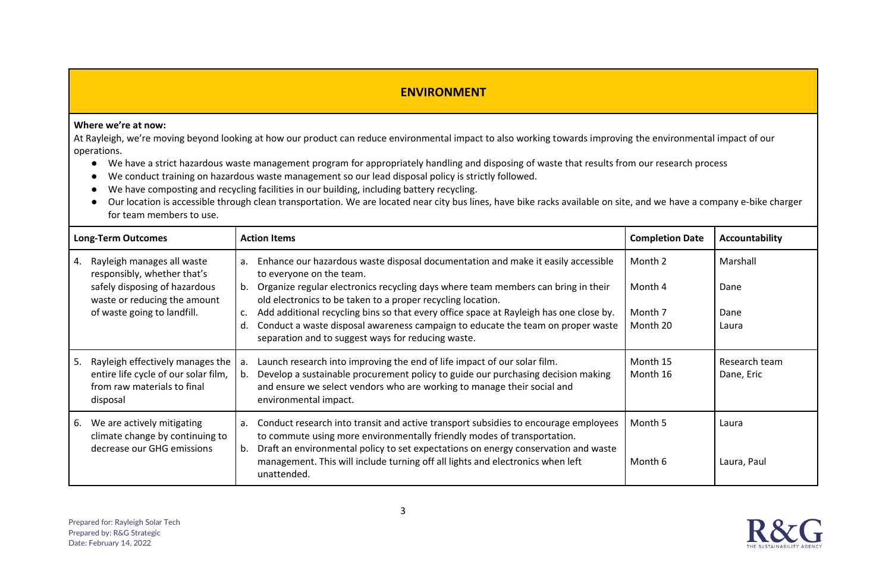## ENVIRONMENT

**Where we're at now:**

At Rayleigh, we're moving beyond looking at how our product can reduce environmental impact to also working towards improving the environmental impact of our operations.

- We have a strict hazardous waste management program for appropriately handling and disposing of waste that results from our research process
- We conduct training on hazardous waste management so our lead disposal policy is strictly followed.
- We have composting and recycling facilities in our building, including battery recycling.
- Our location is accessible through clean transportation. We are located near city bus lines, have bike racks available on site, and we have a company e-bike charger for team members to use.

| Long-Term Outcomes | Action Items | Completion Date | Accountability |
|---|---|---|---|
| 4. Rayleigh manages all waste responsibly, whether that's safely disposing of hazardous waste or reducing the amount of waste going to landfill. | a. Enhance our hazardous waste disposal documentation and make it easily accessible to everyone on the team.<br>b. Organize regular electronics recycling days where team members can bring in their old electronics to be taken to a proper recycling location.<br>c. Add additional recycling bins so that every office space at Rayleigh has one close by.<br>d. Conduct a waste disposal awareness campaign to educate the team on proper waste separation and to suggest ways for reducing waste. | Month 2<br>Month 4<br>Month 7<br>Month 20 | Marshall<br>Dane<br>Dane<br>Laura |
| 5. Rayleigh effectively manages the entire life cycle of our solar film, from raw materials to final disposal | a. Launch research into improving the end of life impact of our solar film.<br>b. Develop a sustainable procurement policy to guide our purchasing decision making and ensure we select vendors who are working to manage their social and environmental impact. | Month 15<br>Month 16 | Research team<br>Dane, Eric |
| 6. We are actively mitigating climate change by continuing to decrease our GHG emissions | a. Conduct research into transit and active transport subsidies to encourage employees to commute using more environmentally friendly modes of transportation.<br>b. Draft an environmental policy to set expectations on energy conservation and waste management. This will include turning off all lights and electronics when left unattended. | Month 5<br>Month 6 | Laura<br>Laura, Paul |

Prepared for: Rayleigh Solar Tech
Prepared by: R&G Strategic
Date: February 14, 2022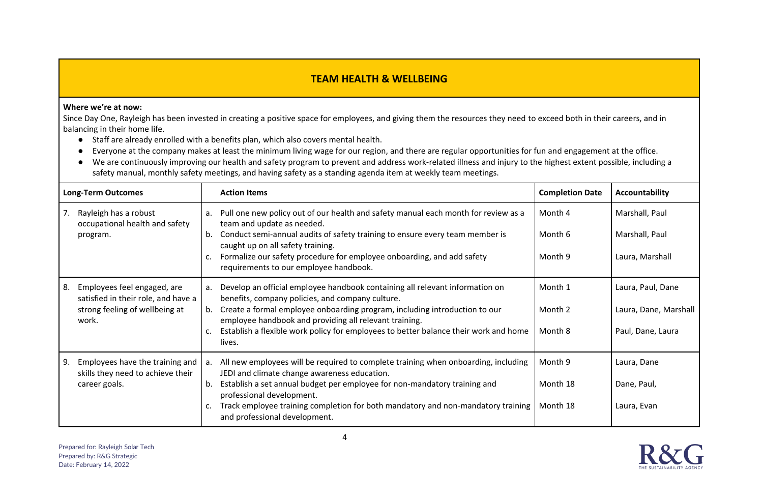## TEAM HEALTH & WELLBEING

**Where we're at now:**

Since Day One, Rayleigh has been invested in creating a positive space for employees, and giving them the resources they need to exceed both in their careers, and in balancing in their home life.

- Staff are already enrolled with a benefits plan, which also covers mental health.
- Everyone at the company makes at least the minimum living wage for our region, and there are regular opportunities for fun and engagement at the office.
- We are continuously improving our health and safety program to prevent and address work-related illness and injury to the highest extent possible, including a safety manual, monthly safety meetings, and having safety as a standing agenda item at weekly team meetings.

| Long-Term Outcomes | Action Items | Completion Date | Accountability |
|---|---|---|---|
| 7. Rayleigh has a robust occupational health and safety program. | a. Pull one new policy out of our health and safety manual each month for review as a team and update as needed. | Month 4 | Marshall, Paul |
| | b. Conduct semi-annual audits of safety training to ensure every team member is caught up on all safety training. | Month 6 | Marshall, Paul |
| | c. Formalize our safety procedure for employee onboarding, and add safety requirements to our employee handbook. | Month 9 | Laura, Marshall |
| 8. Employees feel engaged, are satisfied in their role, and have a strong feeling of wellbeing at work. | a. Develop an official employee handbook containing all relevant information on benefits, company policies, and company culture. | Month 1 | Laura, Paul, Dane |
| | b. Create a formal employee onboarding program, including introduction to our employee handbook and providing all relevant training. | Month 2 | Laura, Dane, Marshall |
| | c. Establish a flexible work policy for employees to better balance their work and home lives. | Month 8 | Paul, Dane, Laura |
| 9. Employees have the training and skills they need to achieve their career goals. | a. All new employees will be required to complete training when onboarding, including JEDI and climate change awareness education. | Month 9 | Laura, Dane |
| | b. Establish a set annual budget per employee for non-mandatory training and professional development. | Month 18 | Dane, Paul, |
| | c. Track employee training completion for both mandatory and non-mandatory training and professional development. | Month 18 | Laura, Evan |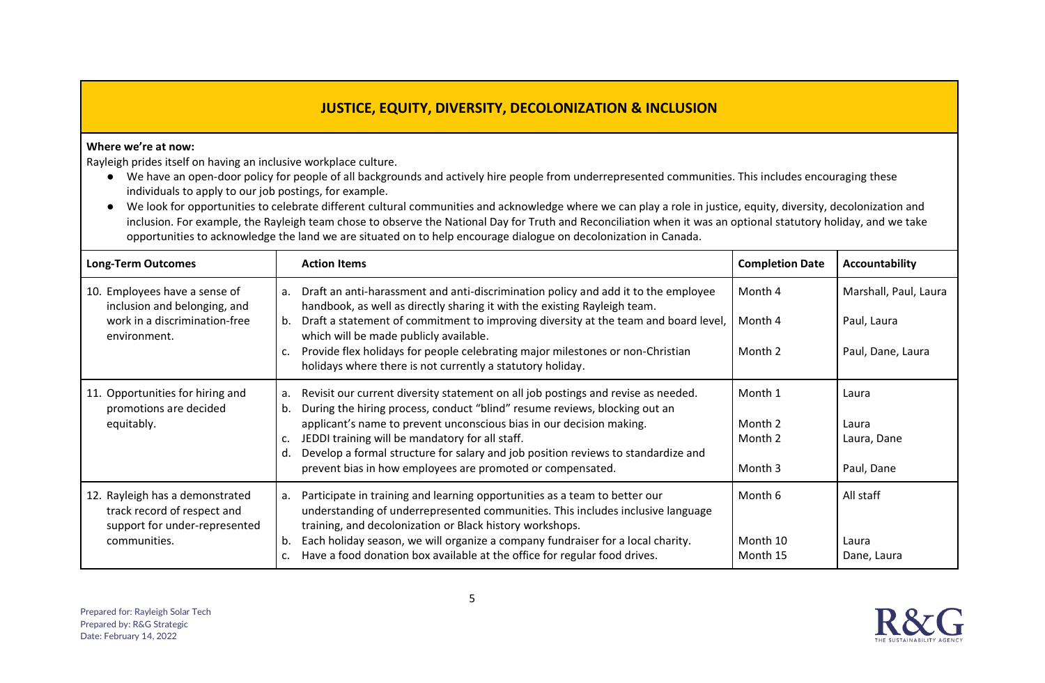## JUSTICE, EQUITY, DIVERSITY, DECOLONIZATION & INCLUSION

**Where we're at now:**

Rayleigh prides itself on having an inclusive workplace culture.

- We have an open-door policy for people of all backgrounds and actively hire people from underrepresented communities. This includes encouraging these individuals to apply to our job postings, for example.
- We look for opportunities to celebrate different cultural communities and acknowledge where we can play a role in justice, equity, diversity, decolonization and inclusion. For example, the Rayleigh team chose to observe the National Day for Truth and Reconciliation when it was an optional statutory holiday, and we take opportunities to acknowledge the land we are situated on to help encourage dialogue on decolonization in Canada.

| Long-Term Outcomes | Action Items | Completion Date | Accountability |
|---|---|---|---|
| 10. Employees have a sense of inclusion and belonging, and work in a discrimination-free environment. | a. Draft an anti-harassment and anti-discrimination policy and add it to the employee handbook, as well as directly sharing it with the existing Rayleigh team.<br>b. Draft a statement of commitment to improving diversity at the team and board level, which will be made publicly available.<br>c. Provide flex holidays for people celebrating major milestones or non-Christian holidays where there is not currently a statutory holiday. | Month 4<br><br>Month 4<br><br>Month 2 | Marshall, Paul, Laura<br><br>Paul, Laura<br><br>Paul, Dane, Laura |
| 11. Opportunities for hiring and promotions are decided equitably. | a. Revisit our current diversity statement on all job postings and revise as needed.<br>b. During the hiring process, conduct "blind" resume reviews, blocking out an applicant's name to prevent unconscious bias in our decision making.<br>c. JEDDI training will be mandatory for all staff.<br>d. Develop a formal structure for salary and job position reviews to standardize and prevent bias in how employees are promoted or compensated. | Month 1<br><br>Month 2<br>Month 2<br><br>Month 3 | Laura<br><br>Laura<br>Laura, Dane<br><br>Paul, Dane |
| 12. Rayleigh has a demonstrated track record of respect and support for under-represented communities. | a. Participate in training and learning opportunities as a team to better our understanding of underrepresented communities. This includes inclusive language training, and decolonization or Black history workshops.<br>b. Each holiday season, we will organize a company fundraiser for a local charity.<br>c. Have a food donation box available at the office for regular food drives. | Month 6<br><br><br>Month 10<br>Month 15 | All staff<br><br><br>Laura<br>Dane, Laura |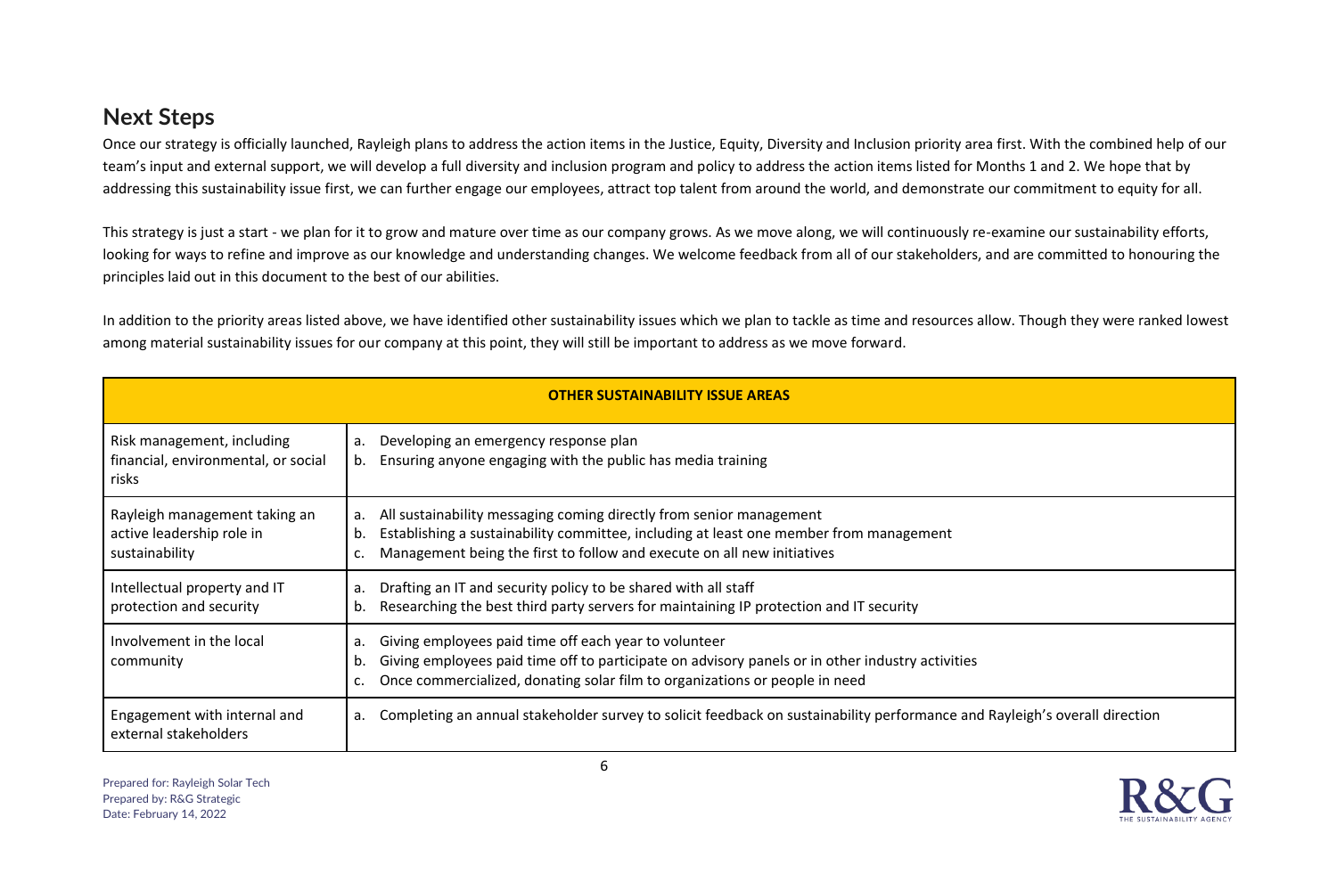## Next Steps

Once our strategy is officially launched, Rayleigh plans to address the action items in the Justice, Equity, Diversity and Inclusion priority area first. With the combined help of our team's input and external support, we will develop a full diversity and inclusion program and policy to address the action items listed for Months 1 and 2. We hope that by addressing this sustainability issue first, we can further engage our employees, attract top talent from around the world, and demonstrate our commitment to equity for all.

This strategy is just a start - we plan for it to grow and mature over time as our company grows. As we move along, we will continuously re-examine our sustainability efforts, looking for ways to refine and improve as our knowledge and understanding changes. We welcome feedback from all of our stakeholders, and are committed to honouring the principles laid out in this document to the best of our abilities.

In addition to the priority areas listed above, we have identified other sustainability issues which we plan to tackle as time and resources allow. Though they were ranked lowest among material sustainability issues for our company at this point, they will still be important to address as we move forward.

| **OTHER SUSTAINABILITY ISSUE AREAS** | |
|---|---|
| Risk management, including financial, environmental, or social risks | a. Developing an emergency response plan<br>b. Ensuring anyone engaging with the public has media training |
| Rayleigh management taking an active leadership role in sustainability | a. All sustainability messaging coming directly from senior management<br>b. Establishing a sustainability committee, including at least one member from management<br>c. Management being the first to follow and execute on all new initiatives |
| Intellectual property and IT protection and security | a. Drafting an IT and security policy to be shared with all staff<br>b. Researching the best third party servers for maintaining IP protection and IT security |
| Involvement in the local community | a. Giving employees paid time off each year to volunteer<br>b. Giving employees paid time off to participate on advisory panels or in other industry activities<br>c. Once commercialized, donating solar film to organizations or people in need |
| Engagement with internal and external stakeholders | a. Completing an annual stakeholder survey to solicit feedback on sustainability performance and Rayleigh's overall direction |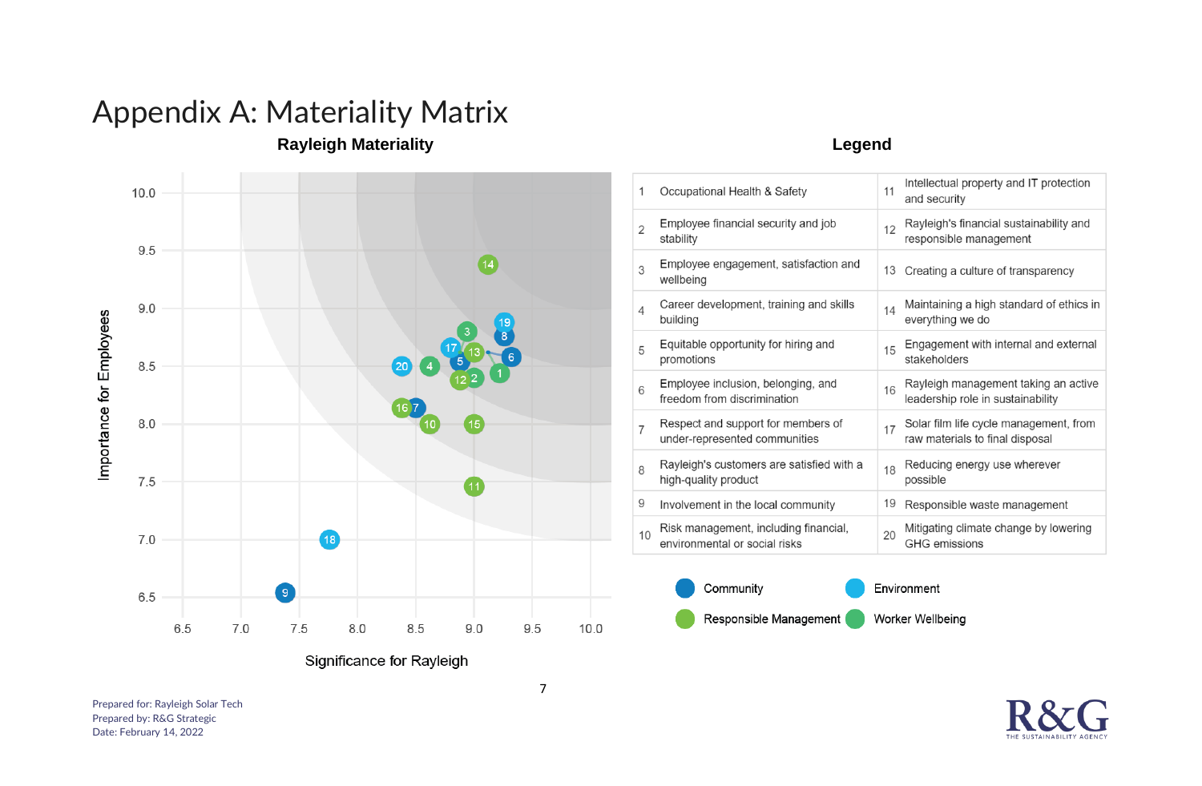# Appendix A: Materiality Matrix

**Rayleigh Materiality**

Importance for Employees

10.0
9.5
9.0
8.5
8.0
7.5
7.0
6.5

6.5 7.0 7.5 8.0 8.5 9.0 9.5 10.0

Significance for Rayleigh

14 19 3 8 17 13 6 20 4 5 12 2 1 16 7 10 15 11 18 9

**Legend**

| | | | |
|---|---|---|---|
| 1 | Occupational Health & Safety | 11 | Intellectual property and IT protection and security |
| 2 | Employee financial security and job stability | 12 | Rayleigh's financial sustainability and responsible management |
| 3 | Employee engagement, satisfaction and wellbeing | 13 | Creating a culture of transparency |
| 4 | Career development, training and skills building | 14 | Maintaining a high standard of ethics in everything we do |
| 5 | Equitable opportunity for hiring and promotions | 15 | Engagement with internal and external stakeholders |
| 6 | Employee inclusion, belonging, and freedom from discrimination | 16 | Rayleigh management taking an active leadership role in sustainability |
| 7 | Respect and support for members of under-represented communities | 17 | Solar film life cycle management, from raw materials to final disposal |
| 8 | Rayleigh's customers are satisfied with a high-quality product | 18 | Reducing energy use wherever possible |
| 9 | Involvement in the local community | 19 | Responsible waste management |
| 10 | Risk management, including financial, environmental or social risks | 20 | Mitigating climate change by lowering GHG emissions |

Community
Environment
Responsible Management
Worker Wellbeing

Prepared for: Rayleigh Solar Tech
Prepared by: R&G Strategic
Date: February 14, 2022

R&G
THE SUSTAINABILITY AGENCY